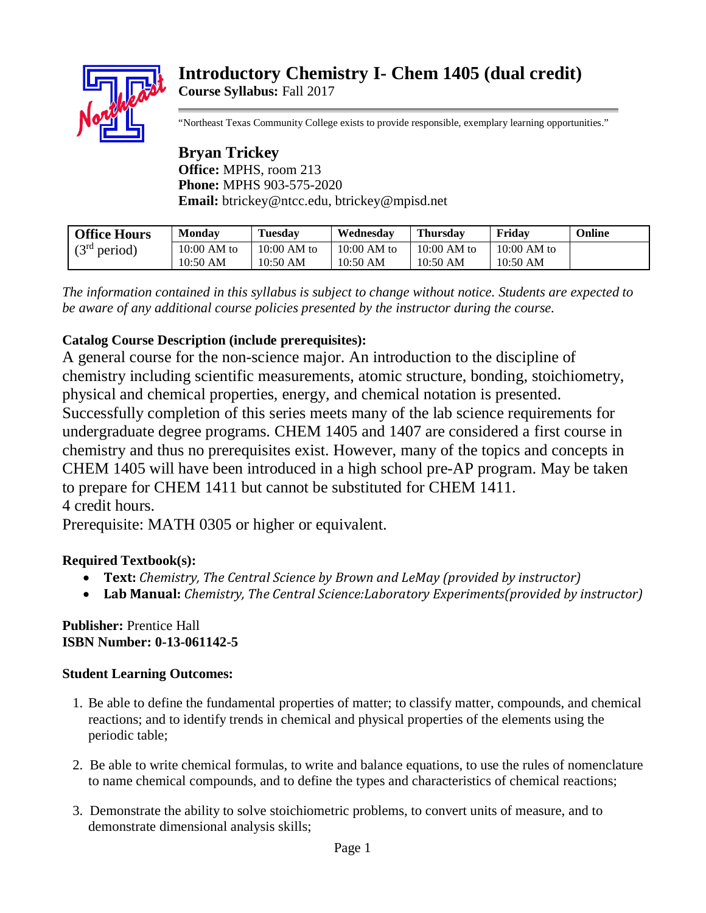# Introductory Chemistry I- Chem 1405 (dual credit)

**Course Syllabus:** Fall 2017

"Northeast Texas Community College exists to provide responsible, exemplary learning opportunities."

## Bryan Trickey

**Office:** MPHS, room 213
**Phone:** MPHS 903-575-2020
**Email:** btrickey@ntcc.edu, btrickey@mpisd.net

| **Office Hours** ($3^{rd}$ period) | **Monday** | **Tuesday** | **Wednesday** | **Thursday** | **Friday** | **Online** |
|---|---|---|---|---|---|---|
| | 10:00 AM to 10:50 AM | 10:00 AM to 10:50 AM | 10:00 AM to 10:50 AM | 10:00 AM to 10:50 AM | 10:00 AM to 10:50 AM | |

*The information contained in this syllabus is subject to change without notice. Students are expected to be aware of any additional course policies presented by the instructor during the course.*

**Catalog Course Description (include prerequisites):**

A general course for the non-science major. An introduction to the discipline of chemistry including scientific measurements, atomic structure, bonding, stoichiometry, physical and chemical properties, energy, and chemical notation is presented. Successfully completion of this series meets many of the lab science requirements for undergraduate degree programs. CHEM 1405 and 1407 are considered a first course in chemistry and thus no prerequisites exist. However, many of the topics and concepts in CHEM 1405 will have been introduced in a high school pre-AP program. May be taken to prepare for CHEM 1411 but cannot be substituted for CHEM 1411.
4 credit hours.
Prerequisite: MATH 0305 or higher or equivalent.

**Required Textbook(s):**

- **Text:** *Chemistry, The Central Science by Brown and LeMay (provided by instructor)*
- **Lab Manual:** *Chemistry, The Central Science:Laboratory Experiments(provided by instructor)*

**Publisher:** Prentice Hall
**ISBN Number: 0-13-061142-5**

**Student Learning Outcomes:**

1. Be able to define the fundamental properties of matter; to classify matter, compounds, and chemical reactions; and to identify trends in chemical and physical properties of the elements using the periodic table;
2. Be able to write chemical formulas, to write and balance equations, to use the rules of nomenclature to name chemical compounds, and to define the types and characteristics of chemical reactions;
3. Demonstrate the ability to solve stoichiometric problems, to convert units of measure, and to demonstrate dimensional analysis skills;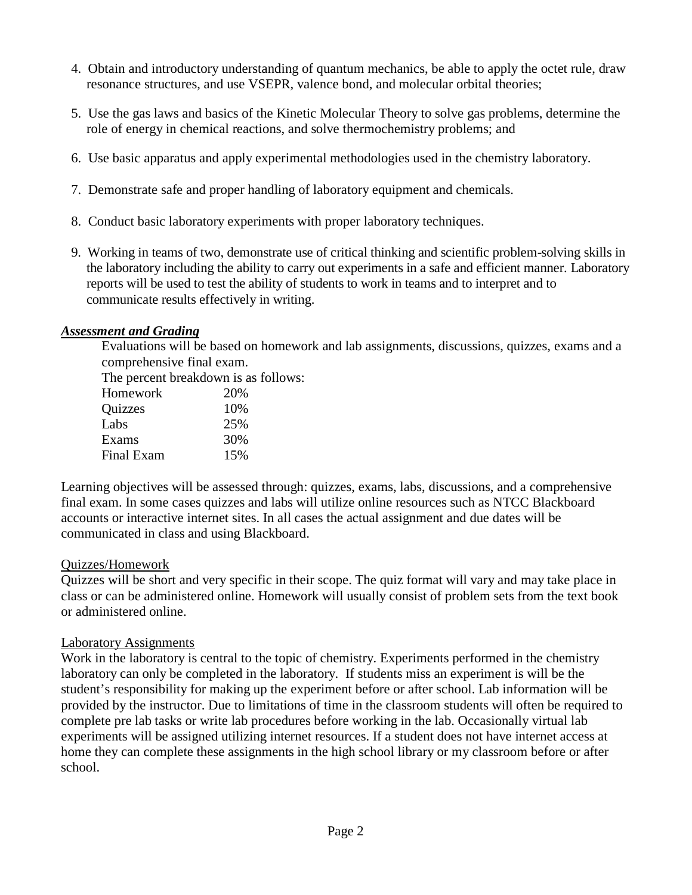4. Obtain and introductory understanding of quantum mechanics, be able to apply the octet rule, draw resonance structures, and use VSEPR, valence bond, and molecular orbital theories;

5. Use the gas laws and basics of the Kinetic Molecular Theory to solve gas problems, determine the role of energy in chemical reactions, and solve thermochemistry problems; and

6. Use basic apparatus and apply experimental methodologies used in the chemistry laboratory.

7. Demonstrate safe and proper handling of laboratory equipment and chemicals.

8. Conduct basic laboratory experiments with proper laboratory techniques.

9. Working in teams of two, demonstrate use of critical thinking and scientific problem-solving skills in the laboratory including the ability to carry out experiments in a safe and efficient manner. Laboratory reports will be used to test the ability of students to work in teams and to interpret and to communicate results effectively in writing.

***Assessment and Grading***

Evaluations will be based on homework and lab assignments, discussions, quizzes, exams and a comprehensive final exam.

The percent breakdown is as follows:

| Component | Percent |
| --- | --- |
| Homework | 20% |
| Quizzes | 10% |
| Labs | 25% |
| Exams | 30% |
| Final Exam | 15% |

Learning objectives will be assessed through: quizzes, exams, labs, discussions, and a comprehensive final exam. In some cases quizzes and labs will utilize online resources such as NTCC Blackboard accounts or interactive internet sites. In all cases the actual assignment and due dates will be communicated in class and using Blackboard.

Quizzes/Homework

Quizzes will be short and very specific in their scope. The quiz format will vary and may take place in class or can be administered online. Homework will usually consist of problem sets from the text book or administered online.

Laboratory Assignments

Work in the laboratory is central to the topic of chemistry. Experiments performed in the chemistry laboratory can only be completed in the laboratory. If students miss an experiment is will be the student's responsibility for making up the experiment before or after school. Lab information will be provided by the instructor. Due to limitations of time in the classroom students will often be required to complete pre lab tasks or write lab procedures before working in the lab. Occasionally virtual lab experiments will be assigned utilizing internet resources. If a student does not have internet access at home they can complete these assignments in the high school library or my classroom before or after school.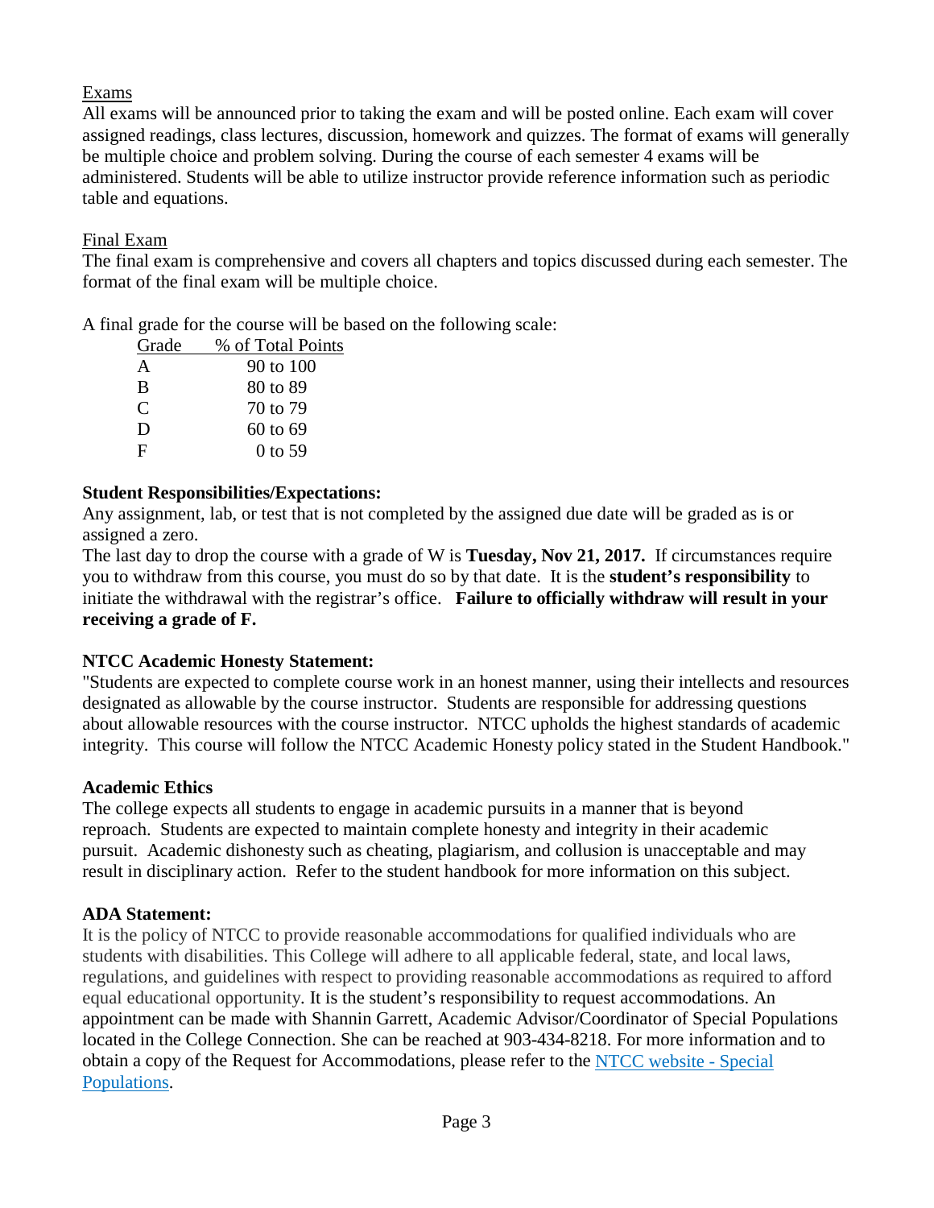Exams

All exams will be announced prior to taking the exam and will be posted online. Each exam will cover assigned readings, class lectures, discussion, homework and quizzes. The format of exams will generally be multiple choice and problem solving. During the course of each semester 4 exams will be administered. Students will be able to utilize instructor provide reference information such as periodic table and equations.

Final Exam

The final exam is comprehensive and covers all chapters and topics discussed during each semester. The format of the final exam will be multiple choice.

A final grade for the course will be based on the following scale:

| Grade | % of Total Points |
|---|---|
| A | 90 to 100 |
| B | 80 to 89 |
| C | 70 to 79 |
| D | 60 to 69 |
| F | 0 to 59 |

**Student Responsibilities/Expectations:**

Any assignment, lab, or test that is not completed by the assigned due date will be graded as is or assigned a zero.

The last day to drop the course with a grade of W is **Tuesday, Nov 21, 2017.** If circumstances require you to withdraw from this course, you must do so by that date. It is the **student's responsibility** to initiate the withdrawal with the registrar's office. **Failure to officially withdraw will result in your receiving a grade of F.**

**NTCC Academic Honesty Statement:**

"Students are expected to complete course work in an honest manner, using their intellects and resources designated as allowable by the course instructor. Students are responsible for addressing questions about allowable resources with the course instructor. NTCC upholds the highest standards of academic integrity. This course will follow the NTCC Academic Honesty policy stated in the Student Handbook."

**Academic Ethics**

The college expects all students to engage in academic pursuits in a manner that is beyond reproach. Students are expected to maintain complete honesty and integrity in their academic pursuit. Academic dishonesty such as cheating, plagiarism, and collusion is unacceptable and may result in disciplinary action. Refer to the student handbook for more information on this subject.

**ADA Statement:**

It is the policy of NTCC to provide reasonable accommodations for qualified individuals who are students with disabilities. This College will adhere to all applicable federal, state, and local laws, regulations, and guidelines with respect to providing reasonable accommodations as required to afford equal educational opportunity. It is the student's responsibility to request accommodations. An appointment can be made with Shannin Garrett, Academic Advisor/Coordinator of Special Populations located in the College Connection. She can be reached at 903-434-8218. For more information and to obtain a copy of the Request for Accommodations, please refer to the NTCC website - Special Populations.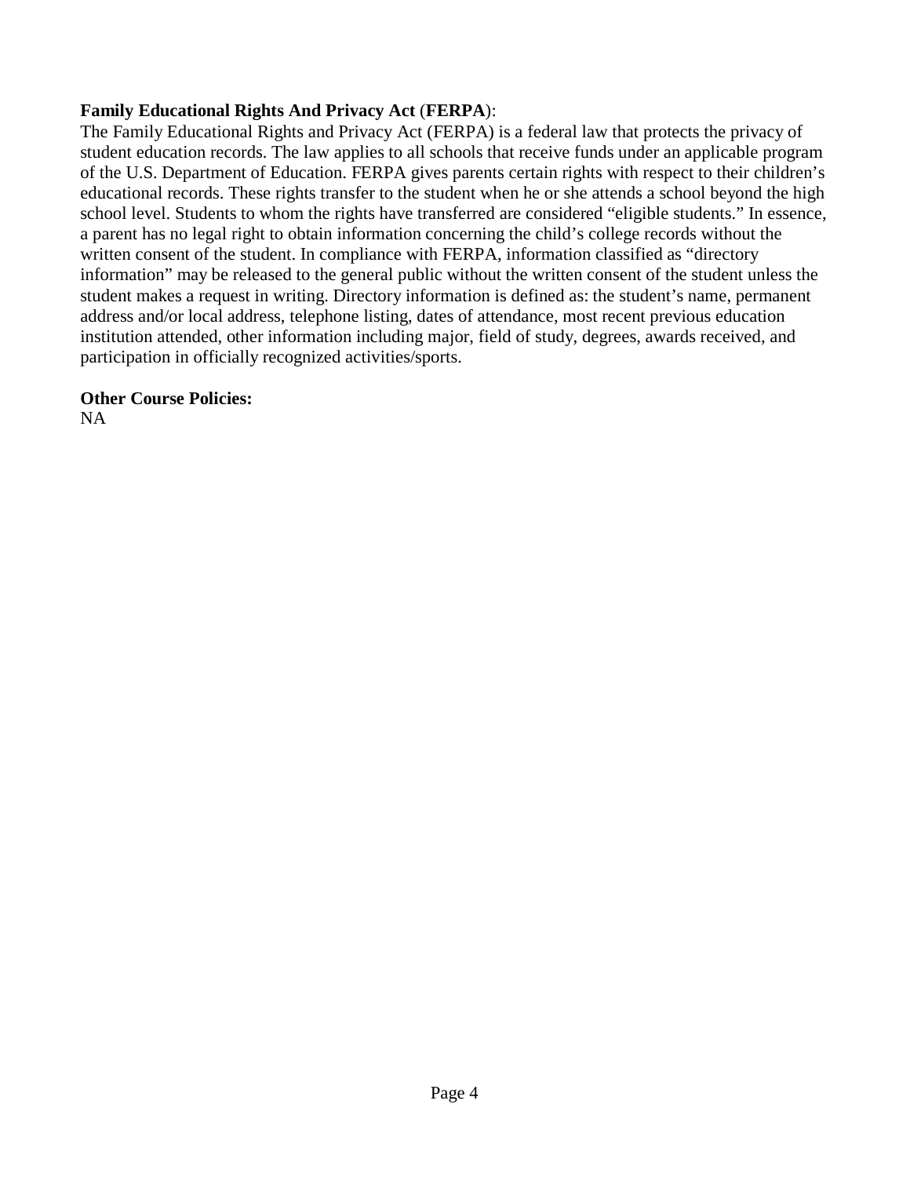**Family Educational Rights And Privacy Act** (**FERPA**):

The Family Educational Rights and Privacy Act (FERPA) is a federal law that protects the privacy of student education records. The law applies to all schools that receive funds under an applicable program of the U.S. Department of Education. FERPA gives parents certain rights with respect to their children's educational records. These rights transfer to the student when he or she attends a school beyond the high school level. Students to whom the rights have transferred are considered "eligible students." In essence, a parent has no legal right to obtain information concerning the child's college records without the written consent of the student. In compliance with FERPA, information classified as "directory information" may be released to the general public without the written consent of the student unless the student makes a request in writing. Directory information is defined as: the student's name, permanent address and/or local address, telephone listing, dates of attendance, most recent previous education institution attended, other information including major, field of study, degrees, awards received, and participation in officially recognized activities/sports.

**Other Course Policies:**

NA